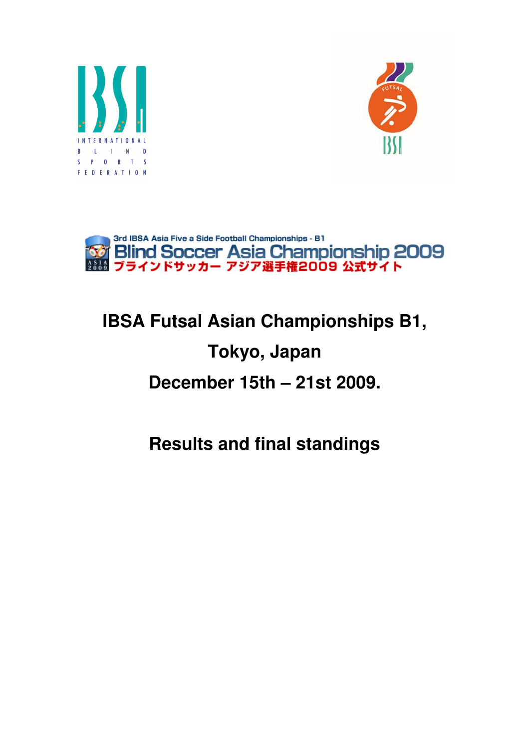INTERNATIONAL BLIND SPORTS FEDERATION

3rd IBSA Asia Five a Side Football Championships - B1

Blind Soccer Asia Championship 2009

ブラインドサッカー アジア選手権2009 公式サイト

# IBSA Futsal Asian Championships B1, Tokyo, Japan December 15th – 21st 2009.

## Results and final standings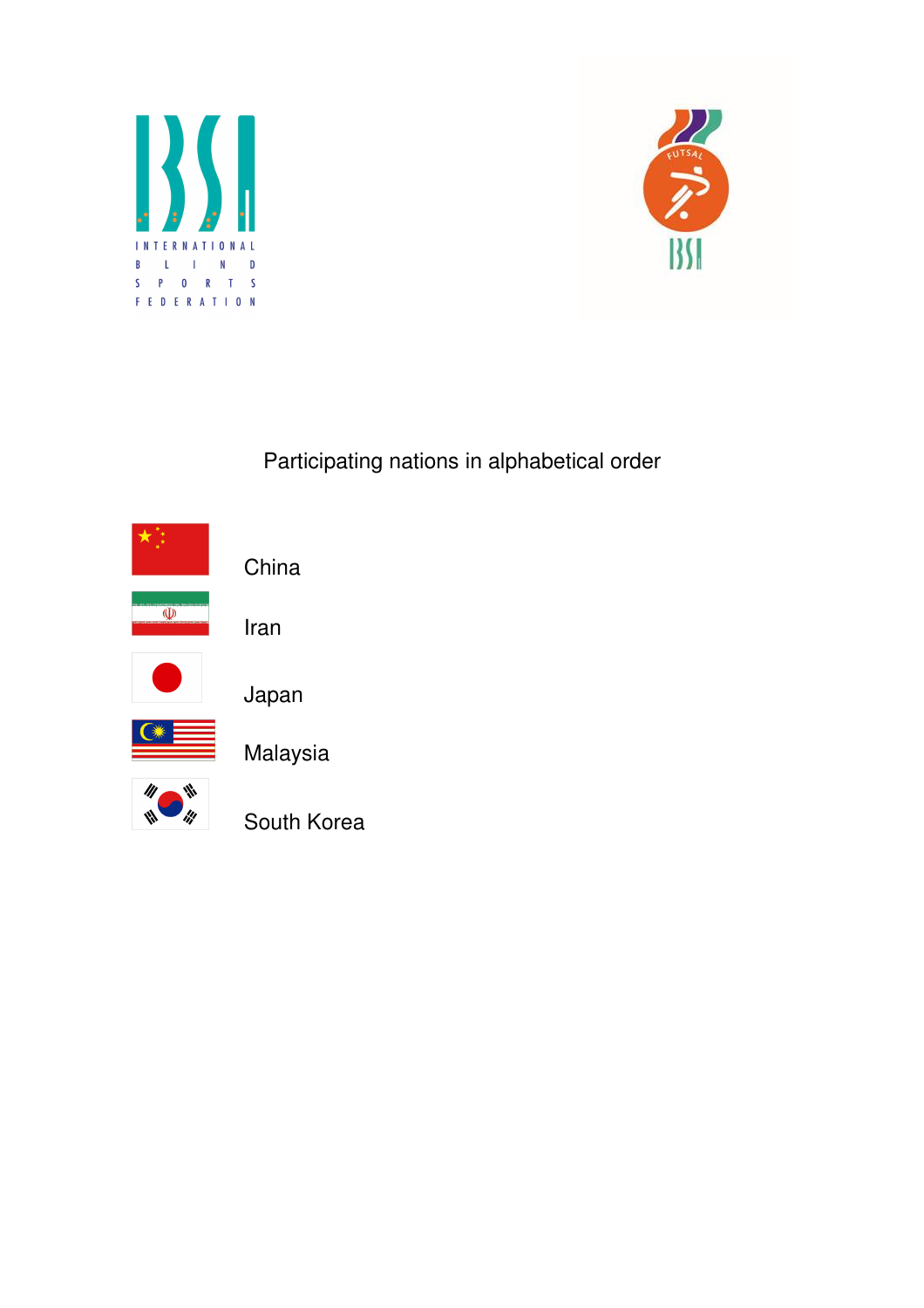INTERNATIONAL BLIND SPORTS FEDERATION

Participating nations in alphabetical order

China

Iran

Japan

Malaysia

South Korea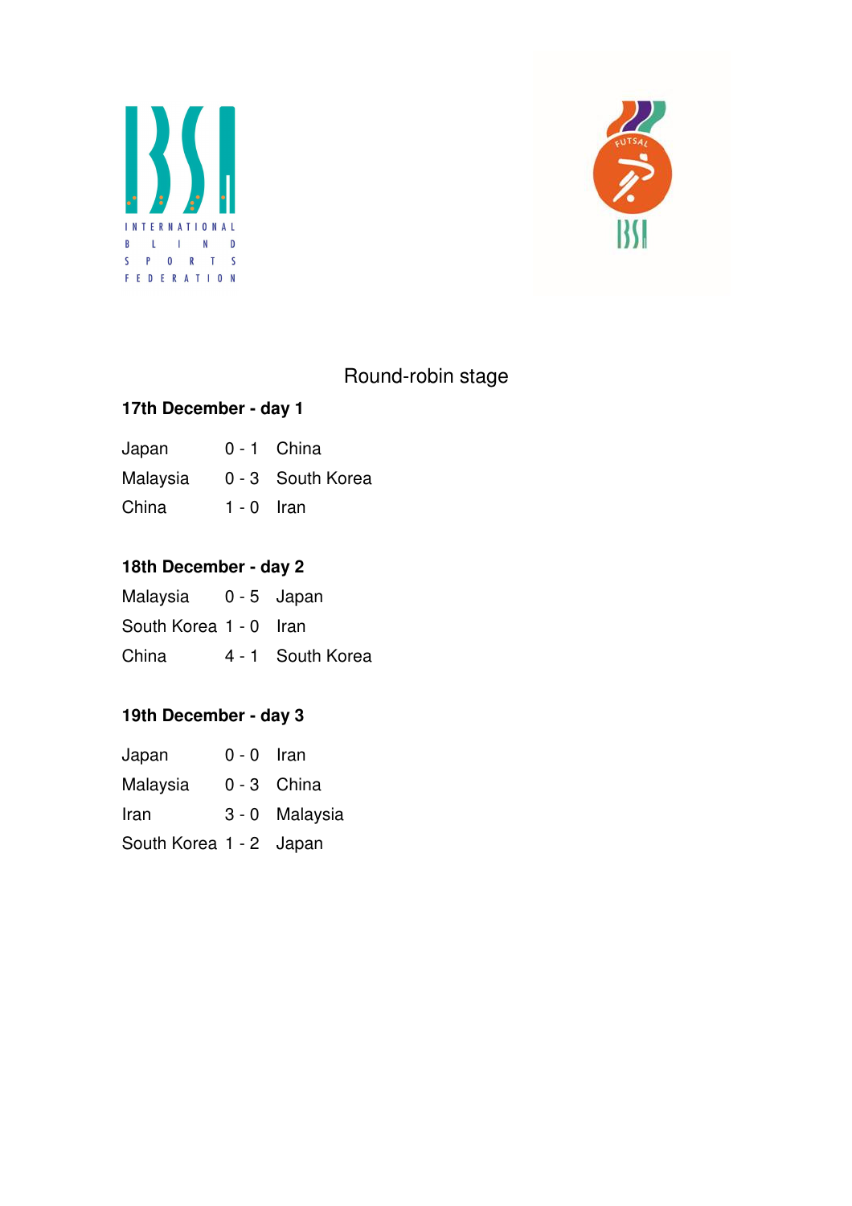## Round-robin stage

**17th December - day 1**

| | | |
|---|---|---|
| Japan | 0 - 1 | China |
| Malaysia | 0 - 3 | South Korea |
| China | 1 - 0 | Iran |

**18th December - day 2**

| | | |
|---|---|---|
| Malaysia | 0 - 5 | Japan |
| South Korea | 1 - 0 | Iran |
| China | 4 - 1 | South Korea |

**19th December - day 3**

| | | |
|---|---|---|
| Japan | 0 - 0 | Iran |
| Malaysia | 0 - 3 | China |
| Iran | 3 - 0 | Malaysia |
| South Korea | 1 - 2 | Japan |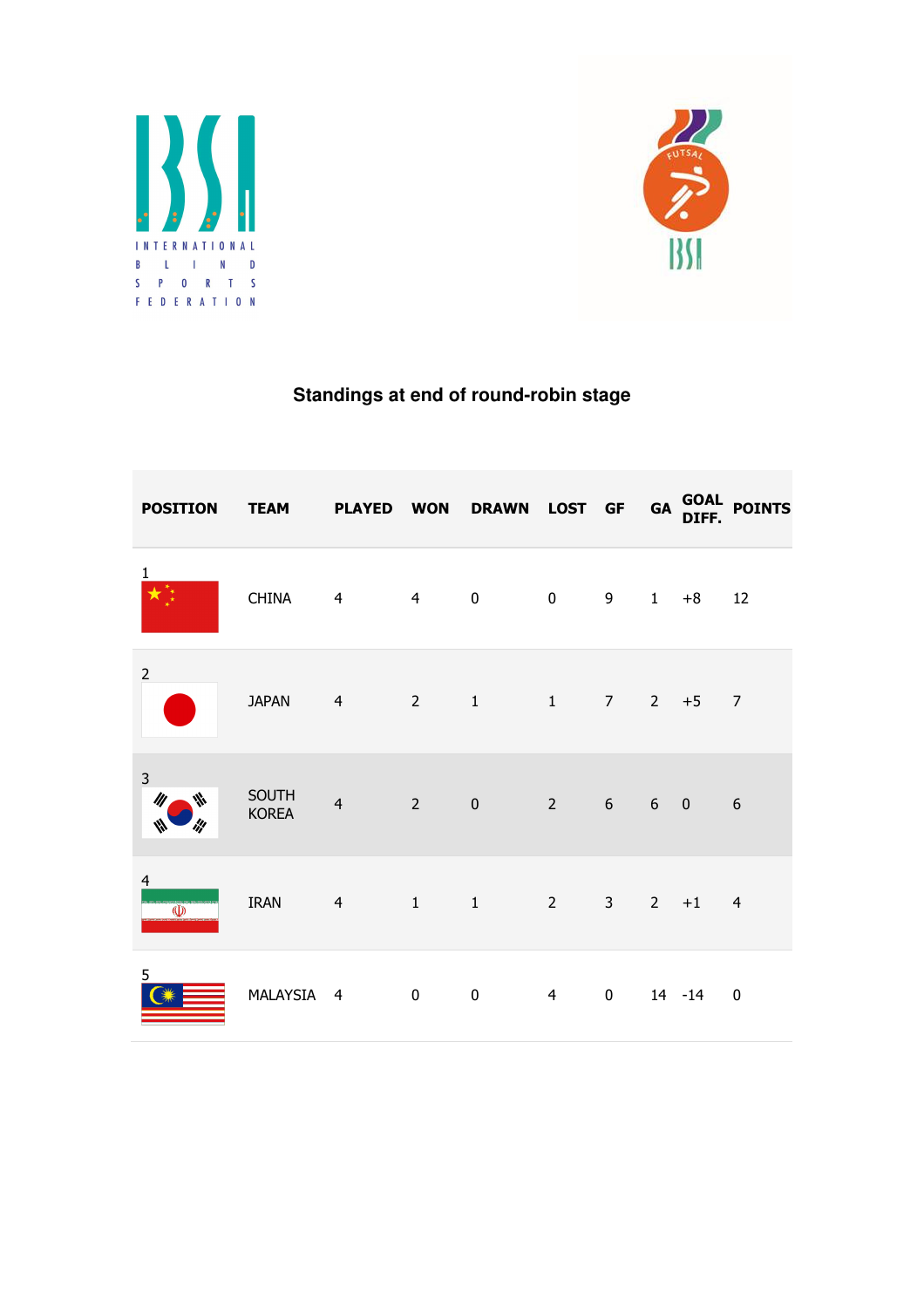**Standings at end of round-robin stage**

| POSITION | TEAM | PLAYED | WON | DRAWN | LOST | GF | GA | GOAL DIFF. | POINTS |
|---|---|---|---|---|---|---|---|---|---|
| 1 | CHINA | 4 | 4 | 0 | 0 | 9 | 1 | +8 | 12 |
| 2 | JAPAN | 4 | 2 | 1 | 1 | 7 | 2 | +5 | 7 |
| 3 | SOUTH KOREA | 4 | 2 | 0 | 2 | 6 | 6 | 0 | 6 |
| 4 | IRAN | 4 | 1 | 1 | 2 | 3 | 2 | +1 | 4 |
| 5 | MALAYSIA | 4 | 0 | 0 | 4 | 0 | 14 | -14 | 0 |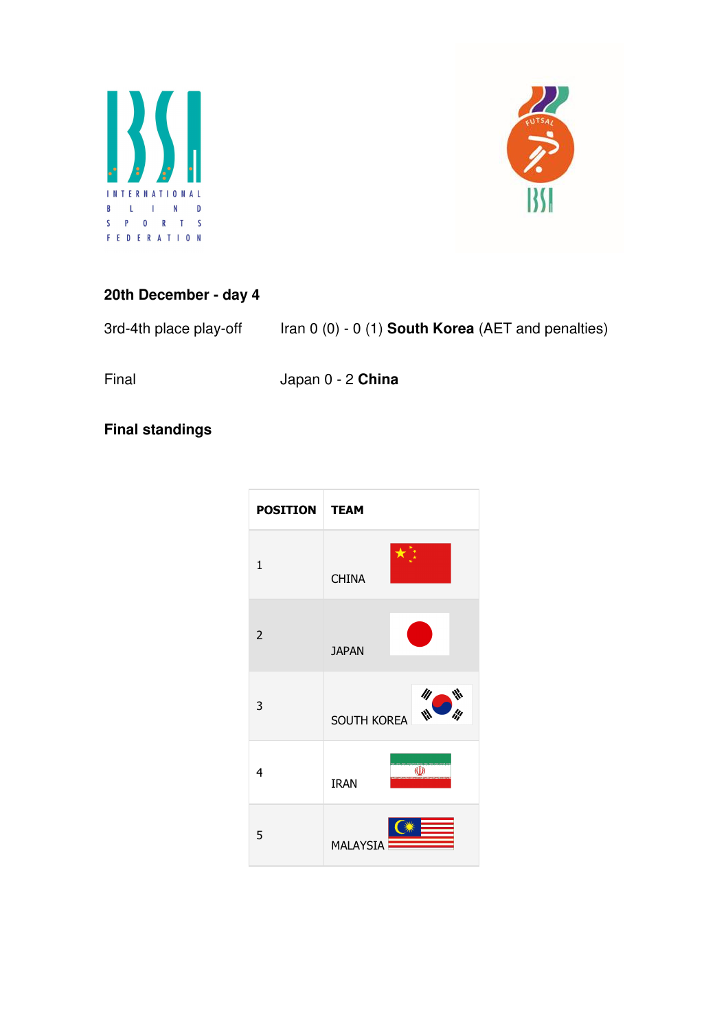**20th December - day 4**

3rd-4th place play-off Iran 0 (0) - 0 (1) **South Korea** (AET and penalties)

Final Japan 0 - 2 **China**

**Final standings**

| POSITION | TEAM |
|---|---|
| 1 | CHINA |
| 2 | JAPAN |
| 3 | SOUTH KOREA |
| 4 | IRAN |
| 5 | MALAYSIA |